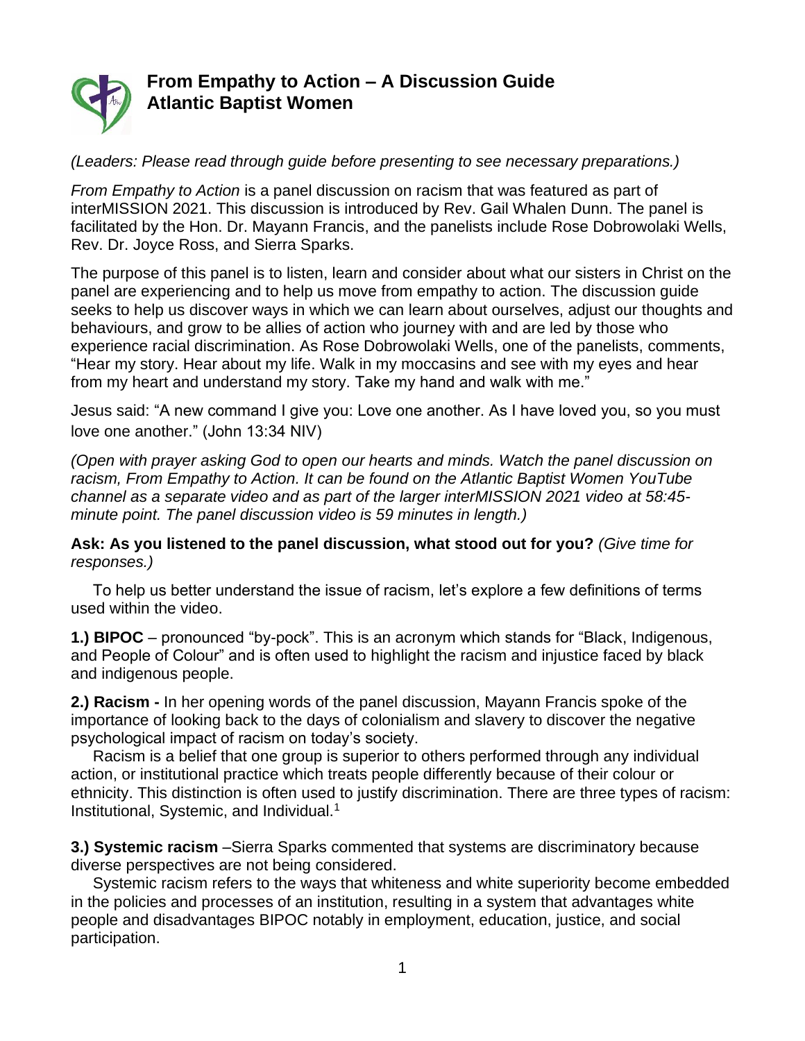# From Empathy to Action – A Discussion Guide
# Atlantic Baptist Women

*(Leaders: Please read through guide before presenting to see necessary preparations.)*

*From Empathy to Action* is a panel discussion on racism that was featured as part of interMISSION 2021. This discussion is introduced by Rev. Gail Whalen Dunn. The panel is facilitated by the Hon. Dr. Mayann Francis, and the panelists include Rose Dobrowolaki Wells, Rev. Dr. Joyce Ross, and Sierra Sparks.

The purpose of this panel is to listen, learn and consider about what our sisters in Christ on the panel are experiencing and to help us move from empathy to action. The discussion guide seeks to help us discover ways in which we can learn about ourselves, adjust our thoughts and behaviours, and grow to be allies of action who journey with and are led by those who experience racial discrimination. As Rose Dobrowolaki Wells, one of the panelists, comments, "Hear my story. Hear about my life. Walk in my moccasins and see with my eyes and hear from my heart and understand my story. Take my hand and walk with me."

Jesus said: "A new command I give you: Love one another. As I have loved you, so you must love one another." (John 13:34 NIV)

*(Open with prayer asking God to open our hearts and minds. Watch the panel discussion on racism, From Empathy to Action. It can be found on the Atlantic Baptist Women YouTube channel as a separate video and as part of the larger interMISSION 2021 video at 58:45-minute point. The panel discussion video is 59 minutes in length.)*

**Ask: As you listened to the panel discussion, what stood out for you?** *(Give time for responses.)*

To help us better understand the issue of racism, let's explore a few definitions of terms used within the video.

**1.) BIPOC** – pronounced "by-pock". This is an acronym which stands for "Black, Indigenous, and People of Colour" and is often used to highlight the racism and injustice faced by black and indigenous people.

**2.) Racism -** In her opening words of the panel discussion, Mayann Francis spoke of the importance of looking back to the days of colonialism and slavery to discover the negative psychological impact of racism on today's society.

Racism is a belief that one group is superior to others performed through any individual action, or institutional practice which treats people differently because of their colour or ethnicity. This distinction is often used to justify discrimination. There are three types of racism: Institutional, Systemic, and Individual.[1]

**3.) Systemic racism** –Sierra Sparks commented that systems are discriminatory because diverse perspectives are not being considered.

Systemic racism refers to the ways that whiteness and white superiority become embedded in the policies and processes of an institution, resulting in a system that advantages white people and disadvantages BIPOC notably in employment, education, justice, and social participation.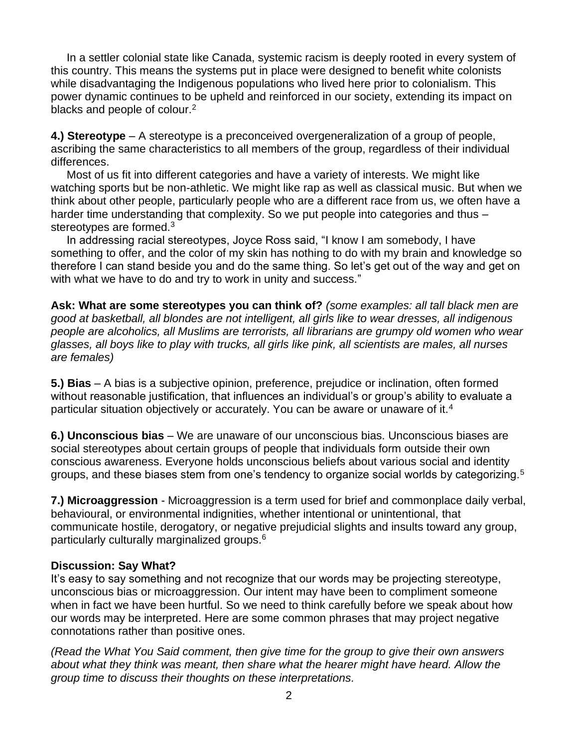In a settler colonial state like Canada, systemic racism is deeply rooted in every system of this country. This means the systems put in place were designed to benefit white colonists while disadvantaging the Indigenous populations who lived here prior to colonialism. This power dynamic continues to be upheld and reinforced in our society, extending its impact on blacks and people of colour.[2]

**4.) Stereotype** – A stereotype is a preconceived overgeneralization of a group of people, ascribing the same characteristics to all members of the group, regardless of their individual differences.

Most of us fit into different categories and have a variety of interests. We might like watching sports but be non-athletic. We might like rap as well as classical music. But when we think about other people, particularly people who are a different race from us, we often have a harder time understanding that complexity. So we put people into categories and thus – stereotypes are formed.[3]

In addressing racial stereotypes, Joyce Ross said, "I know I am somebody, I have something to offer, and the color of my skin has nothing to do with my brain and knowledge so therefore I can stand beside you and do the same thing. So let's get out of the way and get on with what we have to do and try to work in unity and success."

**Ask: What are some stereotypes you can think of?** *(some examples: all tall black men are good at basketball, all blondes are not intelligent, all girls like to wear dresses, all indigenous people are alcoholics, all Muslims are terrorists, all librarians are grumpy old women who wear glasses, all boys like to play with trucks, all girls like pink, all scientists are males, all nurses are females)*

**5.) Bias** – A bias is a subjective opinion, preference, prejudice or inclination, often formed without reasonable justification, that influences an individual's or group's ability to evaluate a particular situation objectively or accurately. You can be aware or unaware of it.[4]

**6.) Unconscious bias** – We are unaware of our unconscious bias. Unconscious biases are social stereotypes about certain groups of people that individuals form outside their own conscious awareness. Everyone holds unconscious beliefs about various social and identity groups, and these biases stem from one's tendency to organize social worlds by categorizing.[5]

**7.) Microaggression** - Microaggression is a term used for brief and commonplace daily verbal, behavioural, or environmental indignities, whether intentional or unintentional, that communicate hostile, derogatory, or negative prejudicial slights and insults toward any group, particularly culturally marginalized groups.[6]

**Discussion: Say What?**

It's easy to say something and not recognize that our words may be projecting stereotype, unconscious bias or microaggression. Our intent may have been to compliment someone when in fact we have been hurtful. So we need to think carefully before we speak about how our words may be interpreted. Here are some common phrases that may project negative connotations rather than positive ones.

*(Read the What You Said comment, then give time for the group to give their own answers about what they think was meant, then share what the hearer might have heard. Allow the group time to discuss their thoughts on these interpretations.*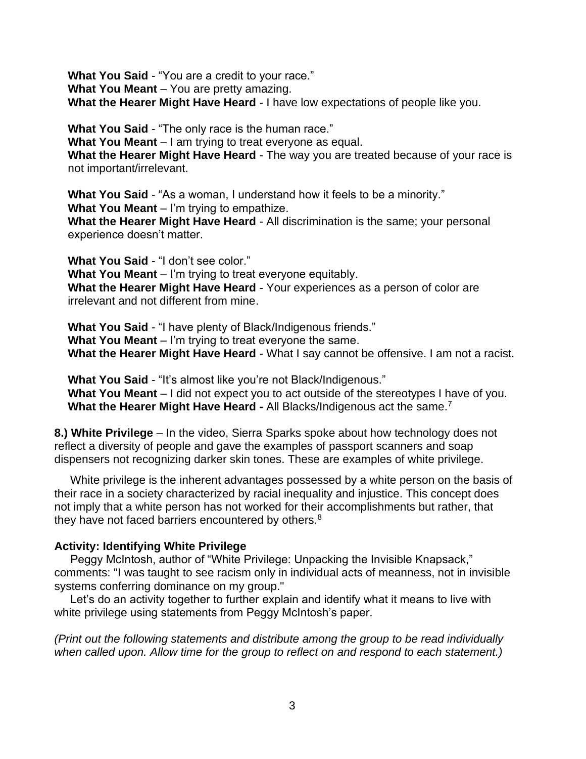**What You Said** - "You are a credit to your race."
**What You Meant** – You are pretty amazing.
**What the Hearer Might Have Heard** - I have low expectations of people like you.

**What You Said** - "The only race is the human race."
**What You Meant** – I am trying to treat everyone as equal.
**What the Hearer Might Have Heard** - The way you are treated because of your race is not important/irrelevant.

**What You Said** - "As a woman, I understand how it feels to be a minority."
**What You Meant** – I'm trying to empathize.
**What the Hearer Might Have Heard** - All discrimination is the same; your personal experience doesn't matter.

**What You Said** - "I don't see color."
**What You Meant** – I'm trying to treat everyone equitably.
**What the Hearer Might Have Heard** - Your experiences as a person of color are irrelevant and not different from mine.

**What You Said** - "I have plenty of Black/Indigenous friends."
**What You Meant** – I'm trying to treat everyone the same.
**What the Hearer Might Have Heard** - What I say cannot be offensive. I am not a racist.

**What You Said** - "It's almost like you're not Black/Indigenous."
**What You Meant** – I did not expect you to act outside of the stereotypes I have of you.
**What the Hearer Might Have Heard -** All Blacks/Indigenous act the same.[7]

**8.) White Privilege** – In the video, Sierra Sparks spoke about how technology does not reflect a diversity of people and gave the examples of passport scanners and soap dispensers not recognizing darker skin tones. These are examples of white privilege.

White privilege is the inherent advantages possessed by a white person on the basis of their race in a society characterized by racial inequality and injustice. This concept does not imply that a white person has not worked for their accomplishments but rather, that they have not faced barriers encountered by others.[8]

**Activity: Identifying White Privilege**

Peggy McIntosh, author of "White Privilege: Unpacking the Invisible Knapsack," comments: "I was taught to see racism only in individual acts of meanness, not in invisible systems conferring dominance on my group."

Let's do an activity together to further explain and identify what it means to live with white privilege using statements from Peggy McIntosh's paper.

*(Print out the following statements and distribute among the group to be read individually when called upon. Allow time for the group to reflect on and respond to each statement.)*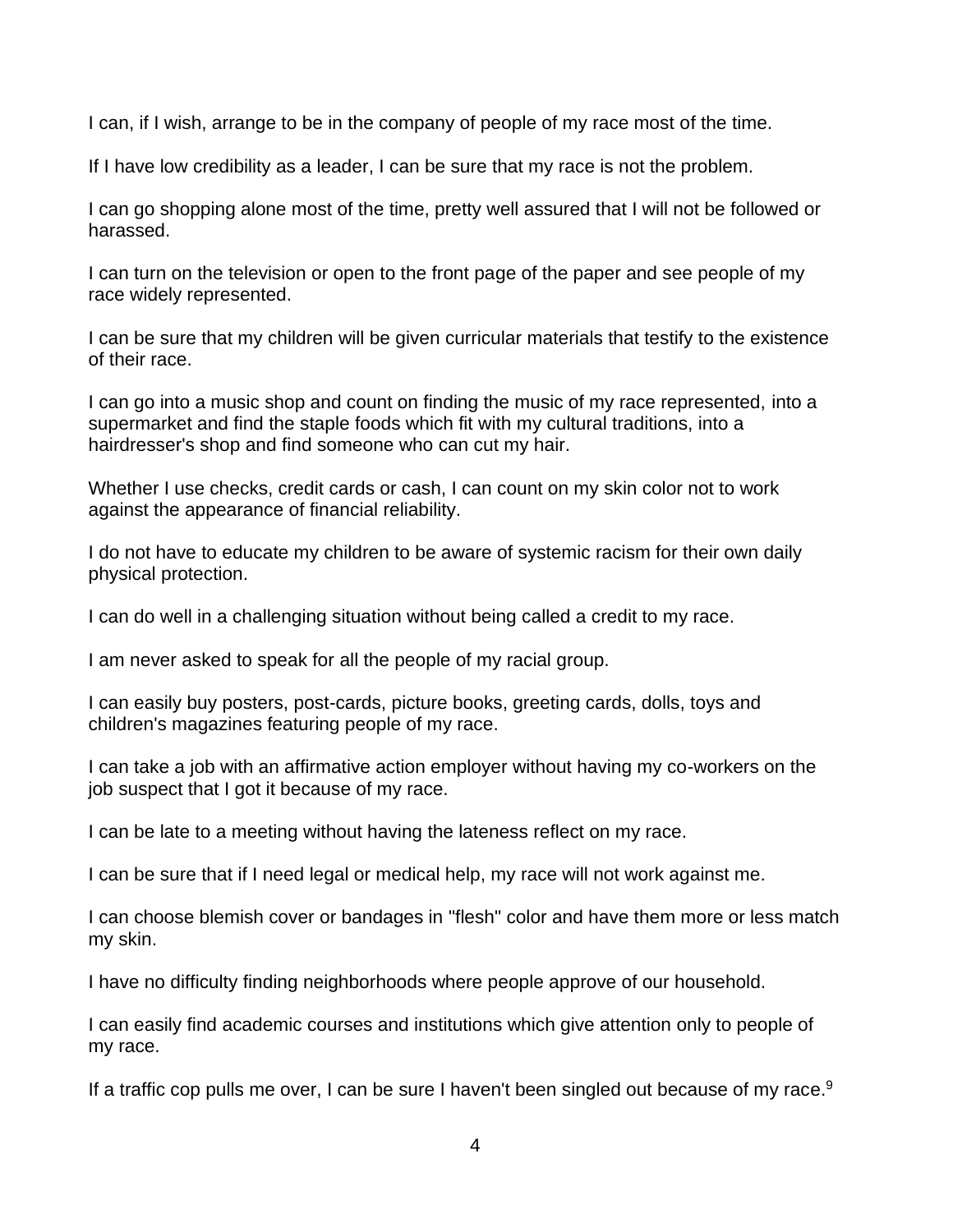I can, if I wish, arrange to be in the company of people of my race most of the time.

If I have low credibility as a leader, I can be sure that my race is not the problem.

I can go shopping alone most of the time, pretty well assured that I will not be followed or harassed.

I can turn on the television or open to the front page of the paper and see people of my race widely represented.

I can be sure that my children will be given curricular materials that testify to the existence of their race.

I can go into a music shop and count on finding the music of my race represented, into a supermarket and find the staple foods which fit with my cultural traditions, into a hairdresser's shop and find someone who can cut my hair.

Whether I use checks, credit cards or cash, I can count on my skin color not to work against the appearance of financial reliability.

I do not have to educate my children to be aware of systemic racism for their own daily physical protection.

I can do well in a challenging situation without being called a credit to my race.

I am never asked to speak for all the people of my racial group.

I can easily buy posters, post-cards, picture books, greeting cards, dolls, toys and children's magazines featuring people of my race.

I can take a job with an affirmative action employer without having my co-workers on the job suspect that I got it because of my race.

I can be late to a meeting without having the lateness reflect on my race.

I can be sure that if I need legal or medical help, my race will not work against me.

I can choose blemish cover or bandages in "flesh" color and have them more or less match my skin.

I have no difficulty finding neighborhoods where people approve of our household.

I can easily find academic courses and institutions which give attention only to people of my race.

If a traffic cop pulls me over, I can be sure I haven't been singled out because of my race.[9]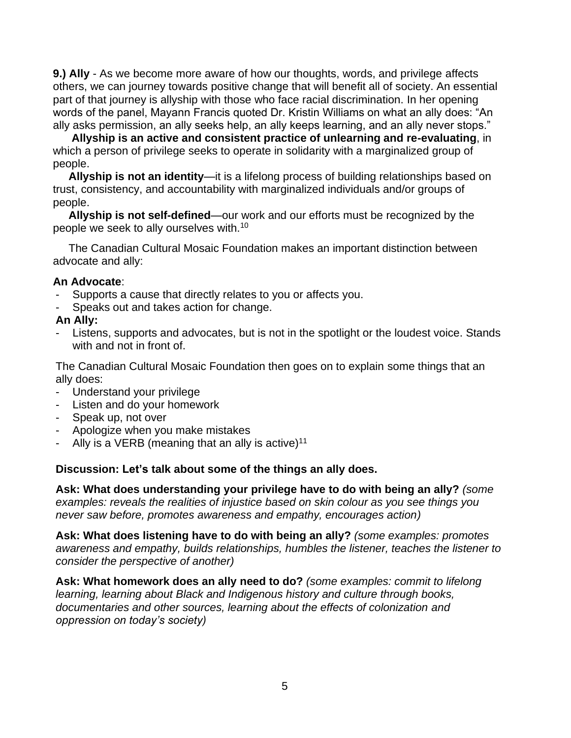**9.) Ally** - As we become more aware of how our thoughts, words, and privilege affects others, we can journey towards positive change that will benefit all of society. An essential part of that journey is allyship with those who face racial discrimination. In her opening words of the panel, Mayann Francis quoted Dr. Kristin Williams on what an ally does: "An ally asks permission, an ally seeks help, an ally keeps learning, and an ally never stops."

**Allyship is an active and consistent practice of unlearning and re-evaluating**, in which a person of privilege seeks to operate in solidarity with a marginalized group of people.

**Allyship is not an identity**—it is a lifelong process of building relationships based on trust, consistency, and accountability with marginalized individuals and/or groups of people.

**Allyship is not self-defined**—our work and our efforts must be recognized by the people we seek to ally ourselves with.[10]

The Canadian Cultural Mosaic Foundation makes an important distinction between advocate and ally:

**An Advocate**:

- Supports a cause that directly relates to you or affects you.
- Speaks out and takes action for change.

**An Ally:**

- Listens, supports and advocates, but is not in the spotlight or the loudest voice. Stands with and not in front of.

The Canadian Cultural Mosaic Foundation then goes on to explain some things that an ally does:

- Understand your privilege
- Listen and do your homework
- Speak up, not over
- Apologize when you make mistakes
- Ally is a VERB (meaning that an ally is active)[11]

**Discussion: Let's talk about some of the things an ally does.**

**Ask: What does understanding your privilege have to do with being an ally?** *(some examples: reveals the realities of injustice based on skin colour as you see things you never saw before, promotes awareness and empathy, encourages action)*

**Ask: What does listening have to do with being an ally?** *(some examples: promotes awareness and empathy, builds relationships, humbles the listener, teaches the listener to consider the perspective of another)*

**Ask: What homework does an ally need to do?** *(some examples: commit to lifelong learning, learning about Black and Indigenous history and culture through books, documentaries and other sources, learning about the effects of colonization and oppression on today's society)*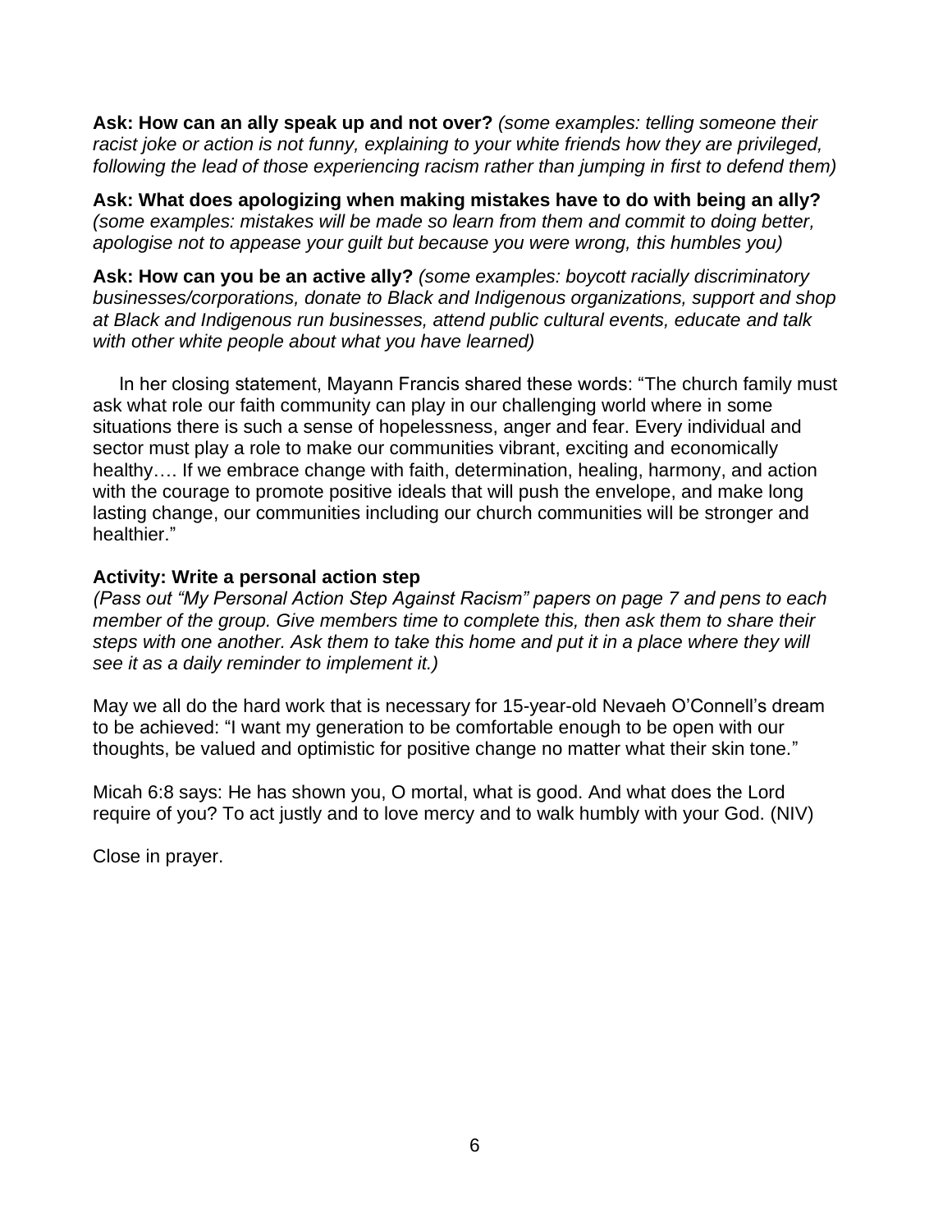**Ask: How can an ally speak up and not over?** *(some examples: telling someone their racist joke or action is not funny, explaining to your white friends how they are privileged, following the lead of those experiencing racism rather than jumping in first to defend them)*

**Ask: What does apologizing when making mistakes have to do with being an ally?** *(some examples: mistakes will be made so learn from them and commit to doing better, apologise not to appease your guilt but because you were wrong, this humbles you)*

**Ask: How can you be an active ally?** *(some examples: boycott racially discriminatory businesses/corporations, donate to Black and Indigenous organizations, support and shop at Black and Indigenous run businesses, attend public cultural events, educate and talk with other white people about what you have learned)*

In her closing statement, Mayann Francis shared these words: "The church family must ask what role our faith community can play in our challenging world where in some situations there is such a sense of hopelessness, anger and fear. Every individual and sector must play a role to make our communities vibrant, exciting and economically healthy…. If we embrace change with faith, determination, healing, harmony, and action with the courage to promote positive ideals that will push the envelope, and make long lasting change, our communities including our church communities will be stronger and healthier."

**Activity: Write a personal action step**
*(Pass out "My Personal Action Step Against Racism" papers on page 7 and pens to each member of the group. Give members time to complete this, then ask them to share their steps with one another. Ask them to take this home and put it in a place where they will see it as a daily reminder to implement it.)*

May we all do the hard work that is necessary for 15-year-old Nevaeh O'Connell's dream to be achieved: "I want my generation to be comfortable enough to be open with our thoughts, be valued and optimistic for positive change no matter what their skin tone."

Micah 6:8 says: He has shown you, O mortal, what is good. And what does the Lord require of you? To act justly and to love mercy and to walk humbly with your God. (NIV)

Close in prayer.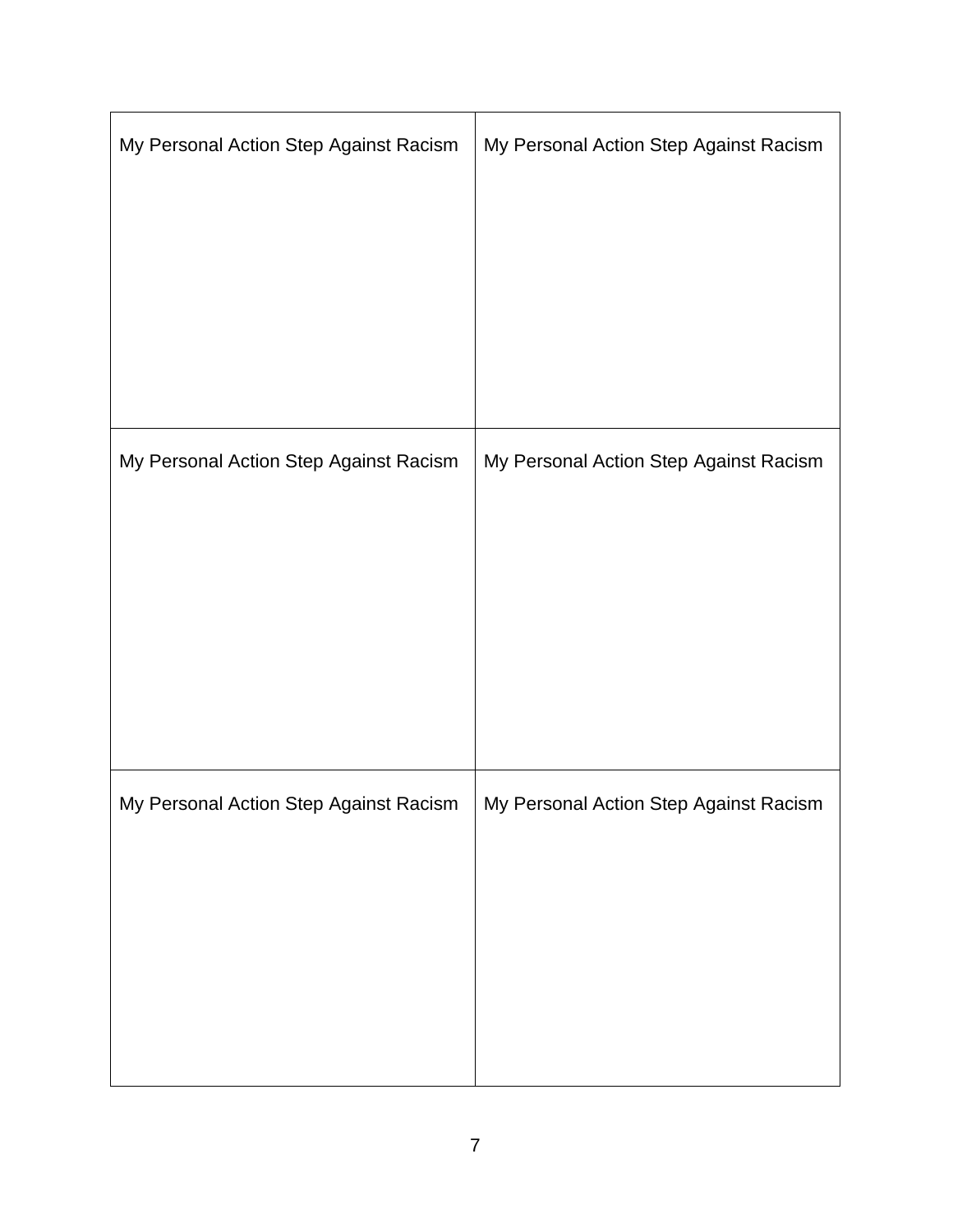| My Personal Action Step Against Racism | My Personal Action Step Against Racism |
| --- | --- |
| My Personal Action Step Against Racism | My Personal Action Step Against Racism |
| My Personal Action Step Against Racism | My Personal Action Step Against Racism |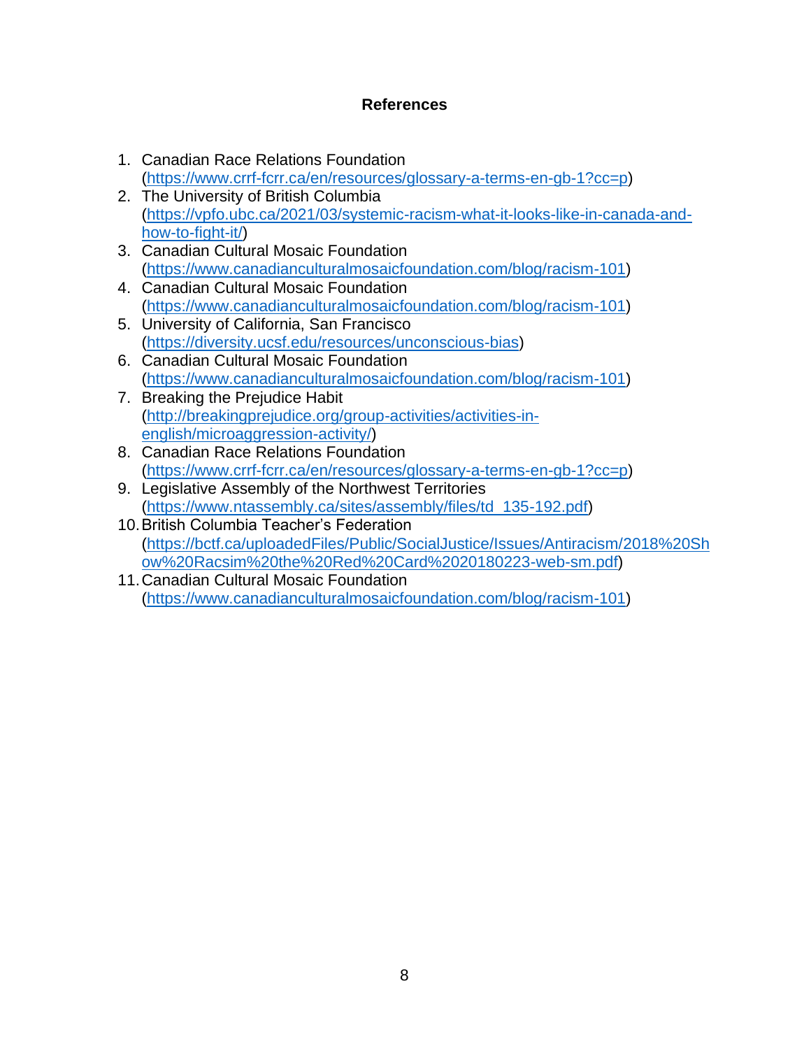## References

1. Canadian Race Relations Foundation (https://www.crrf-fcrr.ca/en/resources/glossary-a-terms-en-gb-1?cc=p)
2. The University of British Columbia (https://vpfo.ubc.ca/2021/03/systemic-racism-what-it-looks-like-in-canada-and-how-to-fight-it/)
3. Canadian Cultural Mosaic Foundation (https://www.canadianculturalmosaicfoundation.com/blog/racism-101)
4. Canadian Cultural Mosaic Foundation (https://www.canadianculturalmosaicfoundation.com/blog/racism-101)
5. University of California, San Francisco (https://diversity.ucsf.edu/resources/unconscious-bias)
6. Canadian Cultural Mosaic Foundation (https://www.canadianculturalmosaicfoundation.com/blog/racism-101)
7. Breaking the Prejudice Habit (http://breakingprejudice.org/group-activities/activities-in-english/microaggression-activity/)
8. Canadian Race Relations Foundation (https://www.crrf-fcrr.ca/en/resources/glossary-a-terms-en-gb-1?cc=p)
9. Legislative Assembly of the Northwest Territories (https://www.ntassembly.ca/sites/assembly/files/td_135-192.pdf)
10. British Columbia Teacher's Federation (https://bctf.ca/uploadedFiles/Public/SocialJustice/Issues/Antiracism/2018%20Show%20Racsim%20the%20Red%20Card%2020180223-web-sm.pdf)
11. Canadian Cultural Mosaic Foundation (https://www.canadianculturalmosaicfoundation.com/blog/racism-101)